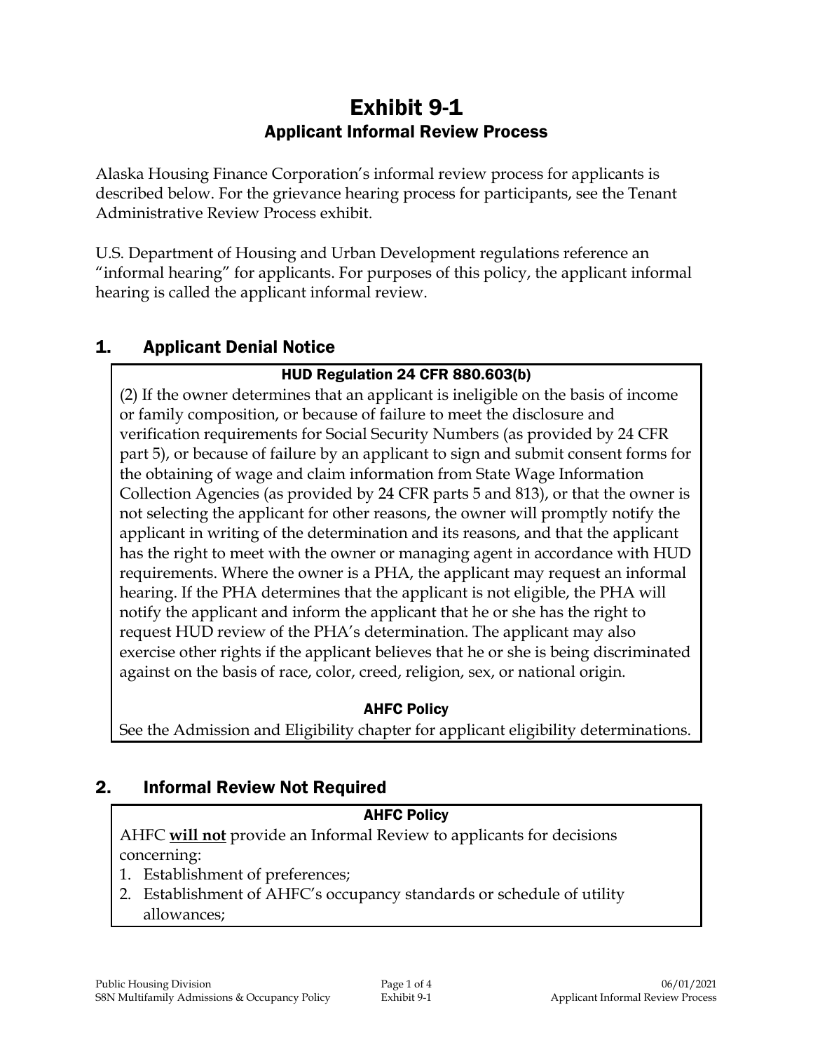# Exhibit 9-1
## Applicant Informal Review Process

Alaska Housing Finance Corporation's informal review process for applicants is described below. For the grievance hearing process for participants, see the Tenant Administrative Review Process exhibit.

U.S. Department of Housing and Urban Development regulations reference an "informal hearing" for applicants. For purposes of this policy, the applicant informal hearing is called the applicant informal review.

## 1. Applicant Denial Notice

**HUD Regulation 24 CFR 880.603(b)**

(2) If the owner determines that an applicant is ineligible on the basis of income or family composition, or because of failure to meet the disclosure and verification requirements for Social Security Numbers (as provided by 24 CFR part 5), or because of failure by an applicant to sign and submit consent forms for the obtaining of wage and claim information from State Wage Information Collection Agencies (as provided by 24 CFR parts 5 and 813), or that the owner is not selecting the applicant for other reasons, the owner will promptly notify the applicant in writing of the determination and its reasons, and that the applicant has the right to meet with the owner or managing agent in accordance with HUD requirements. Where the owner is a PHA, the applicant may request an informal hearing. If the PHA determines that the applicant is not eligible, the PHA will notify the applicant and inform the applicant that he or she has the right to request HUD review of the PHA's determination. The applicant may also exercise other rights if the applicant believes that he or she is being discriminated against on the basis of race, color, creed, religion, sex, or national origin.

**AHFC Policy**

See the Admission and Eligibility chapter for applicant eligibility determinations.

## 2. Informal Review Not Required

**AHFC Policy**

AHFC **will not** provide an Informal Review to applicants for decisions concerning:

1. Establishment of preferences;
2. Establishment of AHFC's occupancy standards or schedule of utility allowances;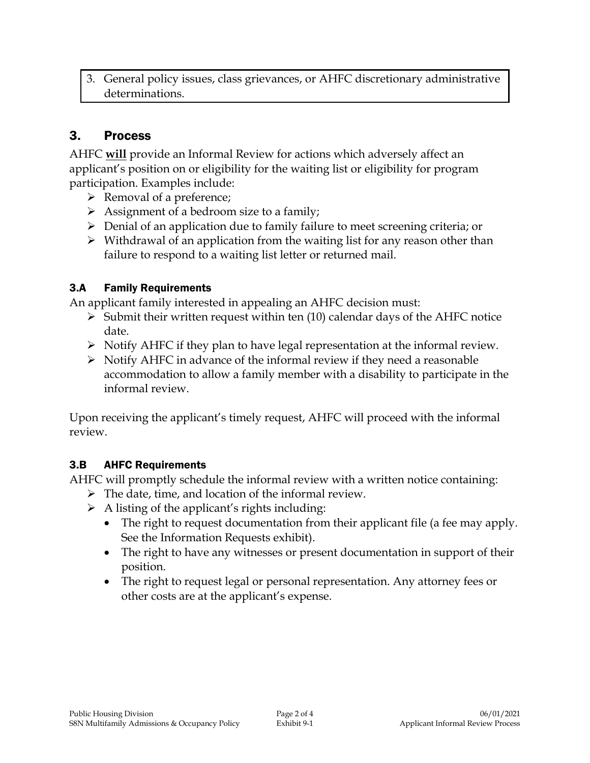3. General policy issues, class grievances, or AHFC discretionary administrative determinations.

## 3. Process

AHFC **will** provide an Informal Review for actions which adversely affect an applicant's position on or eligibility for the waiting list or eligibility for program participation. Examples include:

- Removal of a preference;
- Assignment of a bedroom size to a family;
- Denial of an application due to family failure to meet screening criteria; or
- Withdrawal of an application from the waiting list for any reason other than failure to respond to a waiting list letter or returned mail.

### 3.A Family Requirements

An applicant family interested in appealing an AHFC decision must:

- Submit their written request within ten (10) calendar days of the AHFC notice date.
- Notify AHFC if they plan to have legal representation at the informal review.
- Notify AHFC in advance of the informal review if they need a reasonable accommodation to allow a family member with a disability to participate in the informal review.

Upon receiving the applicant's timely request, AHFC will proceed with the informal review.

### 3.B AHFC Requirements

AHFC will promptly schedule the informal review with a written notice containing:

- The date, time, and location of the informal review.
- A listing of the applicant's rights including:
  - The right to request documentation from their applicant file (a fee may apply. See the Information Requests exhibit).
  - The right to have any witnesses or present documentation in support of their position.
  - The right to request legal or personal representation. Any attorney fees or other costs are at the applicant's expense.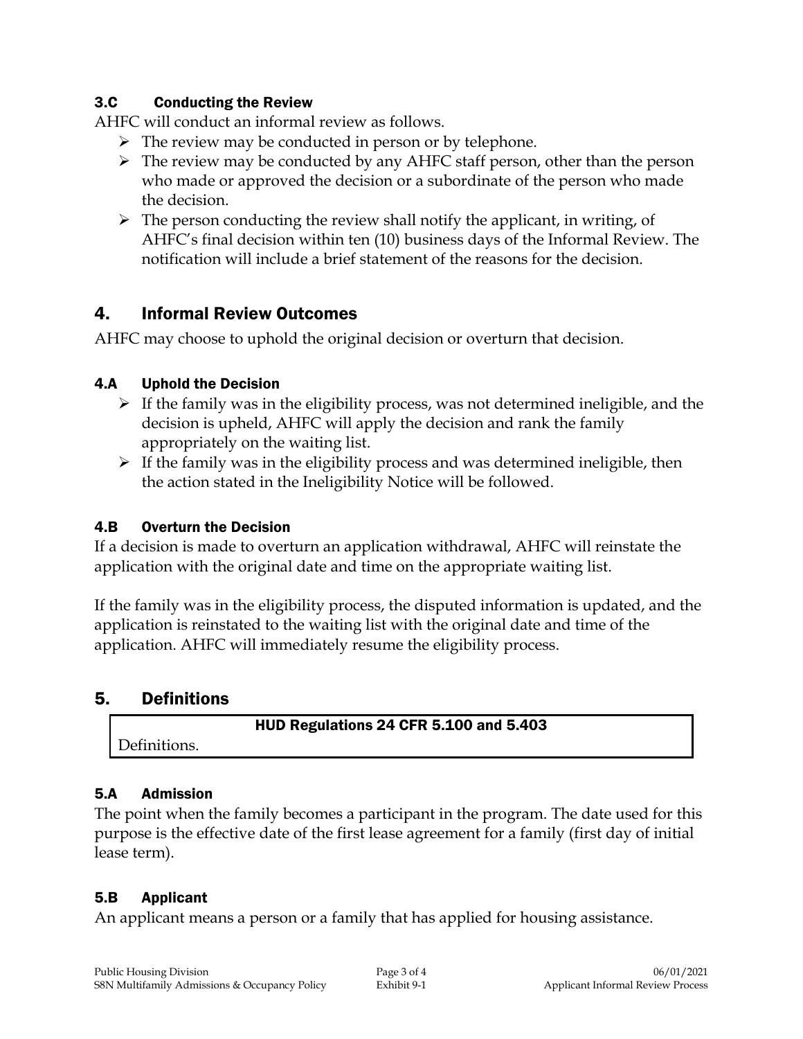### 3.C Conducting the Review

AHFC will conduct an informal review as follows.

- The review may be conducted in person or by telephone.
- The review may be conducted by any AHFC staff person, other than the person who made or approved the decision or a subordinate of the person who made the decision.
- The person conducting the review shall notify the applicant, in writing, of AHFC's final decision within ten (10) business days of the Informal Review. The notification will include a brief statement of the reasons for the decision.

## 4. Informal Review Outcomes

AHFC may choose to uphold the original decision or overturn that decision.

### 4.A Uphold the Decision

- If the family was in the eligibility process, was not determined ineligible, and the decision is upheld, AHFC will apply the decision and rank the family appropriately on the waiting list.
- If the family was in the eligibility process and was determined ineligible, then the action stated in the Ineligibility Notice will be followed.

### 4.B Overturn the Decision

If a decision is made to overturn an application withdrawal, AHFC will reinstate the application with the original date and time on the appropriate waiting list.

If the family was in the eligibility process, the disputed information is updated, and the application is reinstated to the waiting list with the original date and time of the application. AHFC will immediately resume the eligibility process.

## 5. Definitions

| HUD Regulations 24 CFR 5.100 and 5.403 |
| --- |
| Definitions. |

### 5.A Admission

The point when the family becomes a participant in the program. The date used for this purpose is the effective date of the first lease agreement for a family (first day of initial lease term).

### 5.B Applicant

An applicant means a person or a family that has applied for housing assistance.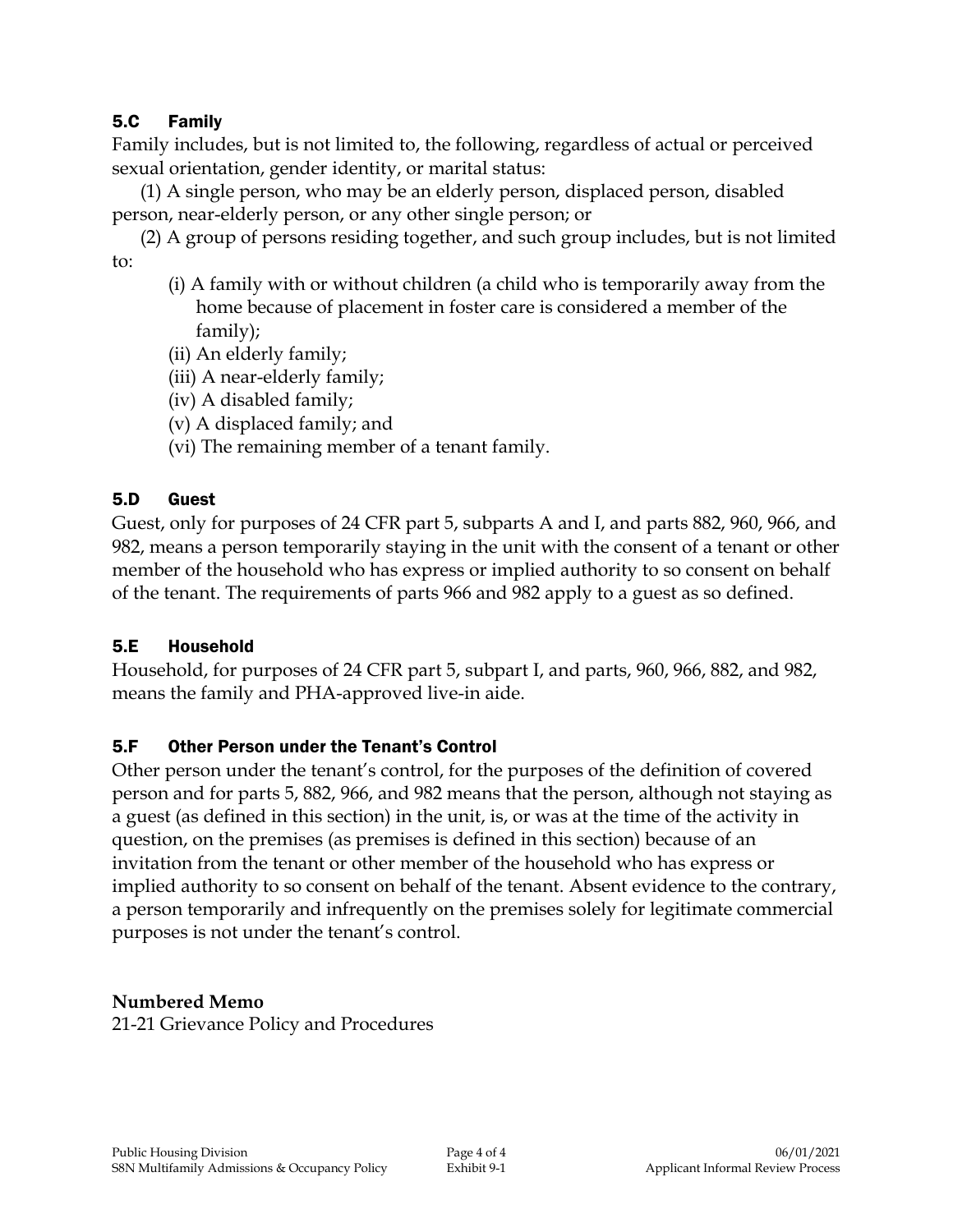### 5.C Family

Family includes, but is not limited to, the following, regardless of actual or perceived sexual orientation, gender identity, or marital status:

(1) A single person, who may be an elderly person, displaced person, disabled person, near-elderly person, or any other single person; or

(2) A group of persons residing together, and such group includes, but is not limited to:

- (i) A family with or without children (a child who is temporarily away from the home because of placement in foster care is considered a member of the family);
- (ii) An elderly family;
- (iii) A near-elderly family;
- (iv) A disabled family;
- (v) A displaced family; and
- (vi) The remaining member of a tenant family.

### 5.D Guest

Guest, only for purposes of 24 CFR part 5, subparts A and I, and parts 882, 960, 966, and 982, means a person temporarily staying in the unit with the consent of a tenant or other member of the household who has express or implied authority to so consent on behalf of the tenant. The requirements of parts 966 and 982 apply to a guest as so defined.

### 5.E Household

Household, for purposes of 24 CFR part 5, subpart I, and parts, 960, 966, 882, and 982, means the family and PHA-approved live-in aide.

### 5.F Other Person under the Tenant's Control

Other person under the tenant's control, for the purposes of the definition of covered person and for parts 5, 882, 966, and 982 means that the person, although not staying as a guest (as defined in this section) in the unit, is, or was at the time of the activity in question, on the premises (as premises is defined in this section) because of an invitation from the tenant or other member of the household who has express or implied authority to so consent on behalf of the tenant. Absent evidence to the contrary, a person temporarily and infrequently on the premises solely for legitimate commercial purposes is not under the tenant's control.

**Numbered Memo**

21-21 Grievance Policy and Procedures